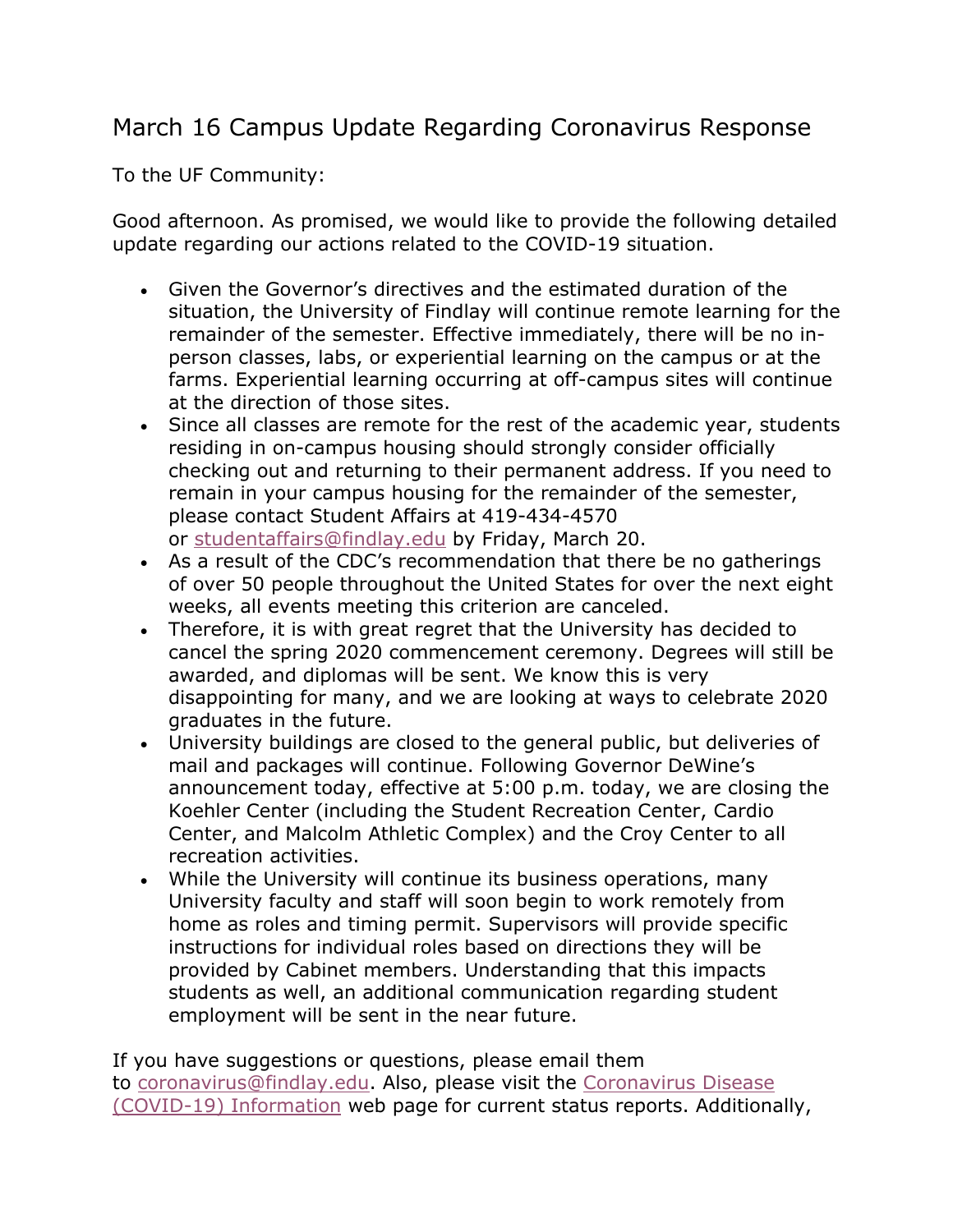# March 16 Campus Update Regarding Coronavirus Response

To the UF Community:

Good afternoon. As promised, we would like to provide the following detailed update regarding our actions related to the COVID-19 situation.

- Given the Governor's directives and the estimated duration of the situation, the University of Findlay will continue remote learning for the remainder of the semester. Effective immediately, there will be no in-person classes, labs, or experiential learning on the campus or at the farms. Experiential learning occurring at off-campus sites will continue at the direction of those sites.
- Since all classes are remote for the rest of the academic year, students residing in on-campus housing should strongly consider officially checking out and returning to their permanent address. If you need to remain in your campus housing for the remainder of the semester, please contact Student Affairs at 419-434-4570 or [studentaffairs@findlay.edu](mailto:studentaffairs@findlay.edu) by Friday, March 20.
- As a result of the CDC's recommendation that there be no gatherings of over 50 people throughout the United States for over the next eight weeks, all events meeting this criterion are canceled.
- Therefore, it is with great regret that the University has decided to cancel the spring 2020 commencement ceremony. Degrees will still be awarded, and diplomas will be sent. We know this is very disappointing for many, and we are looking at ways to celebrate 2020 graduates in the future.
- University buildings are closed to the general public, but deliveries of mail and packages will continue. Following Governor DeWine's announcement today, effective at 5:00 p.m. today, we are closing the Koehler Center (including the Student Recreation Center, Cardio Center, and Malcolm Athletic Complex) and the Croy Center to all recreation activities.
- While the University will continue its business operations, many University faculty and staff will soon begin to work remotely from home as roles and timing permit. Supervisors will provide specific instructions for individual roles based on directions they will be provided by Cabinet members. Understanding that this impacts students as well, an additional communication regarding student employment will be sent in the near future.

If you have suggestions or questions, please email them to [coronavirus@findlay.edu](mailto:coronavirus@findlay.edu). Also, please visit the Coronavirus Disease (COVID-19) Information web page for current status reports. Additionally,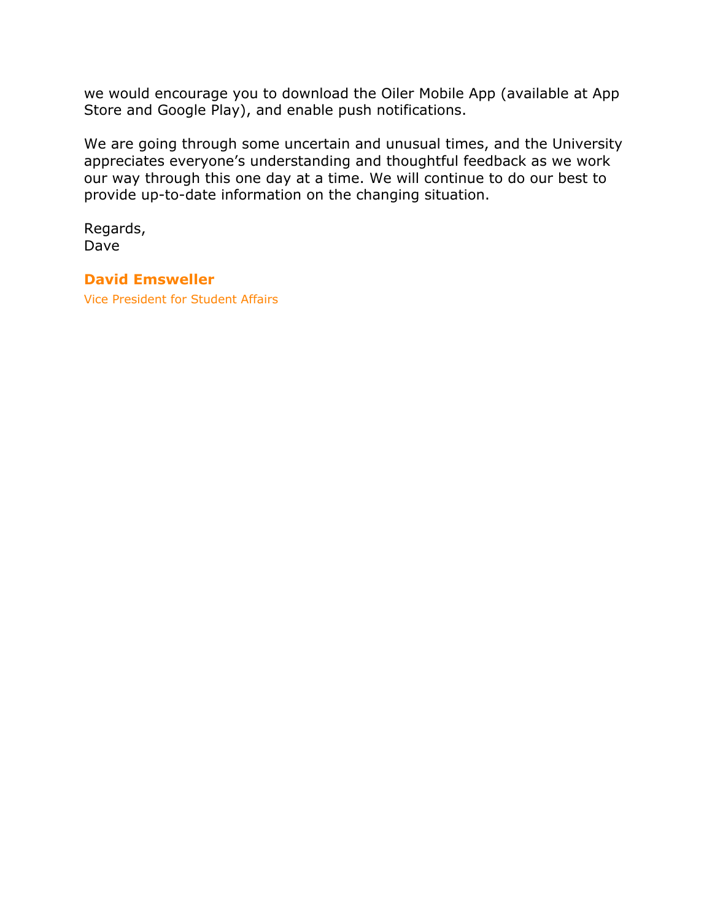we would encourage you to download the Oiler Mobile App (available at App Store and Google Play), and enable push notifications.

We are going through some uncertain and unusual times, and the University appreciates everyone's understanding and thoughtful feedback as we work our way through this one day at a time. We will continue to do our best to provide up-to-date information on the changing situation.

Regards,
Dave

**David Emsweller**
Vice President for Student Affairs